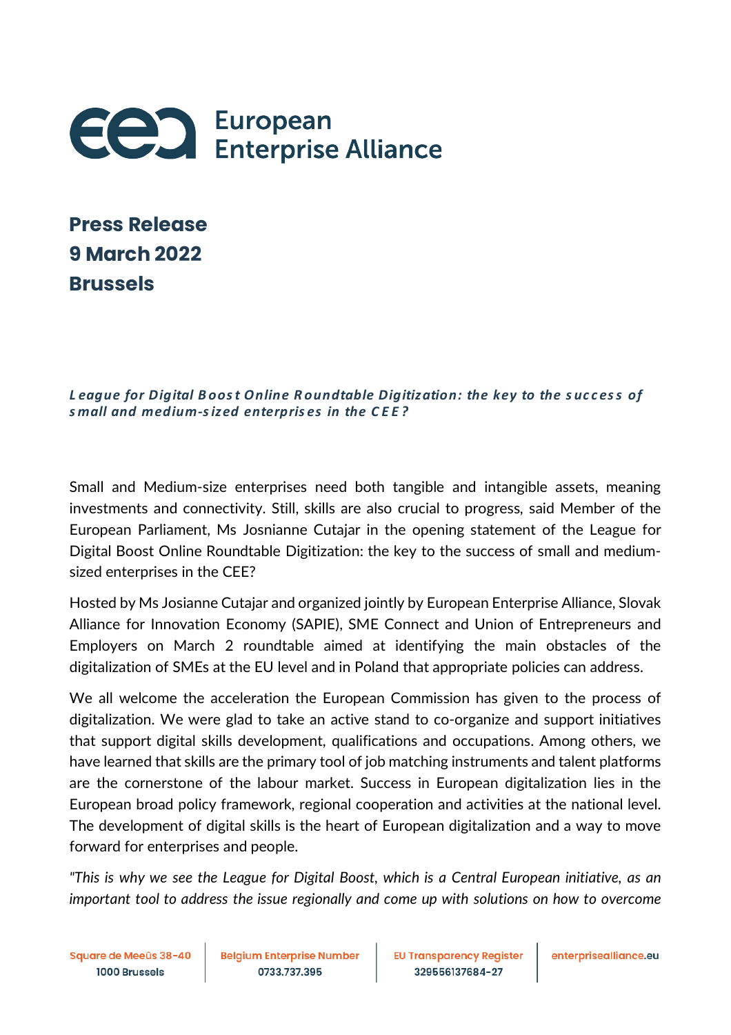European Enterprise Alliance

**Press Release**
**9 March 2022**
**Brussels**

***League for Digital Boost Online Roundtable Digitization: the key to the success of small and medium-sized enterprises in the CEE?***

Small and Medium-size enterprises need both tangible and intangible assets, meaning investments and connectivity. Still, skills are also crucial to progress, said Member of the European Parliament, Ms Josnianne Cutajar in the opening statement of the League for Digital Boost Online Roundtable Digitization: the key to the success of small and medium-sized enterprises in the CEE?

Hosted by Ms Josianne Cutajar and organized jointly by European Enterprise Alliance, Slovak Alliance for Innovation Economy (SAPIE), SME Connect and Union of Entrepreneurs and Employers on March 2 roundtable aimed at identifying the main obstacles of the digitalization of SMEs at the EU level and in Poland that appropriate policies can address.

We all welcome the acceleration the European Commission has given to the process of digitalization. We were glad to take an active stand to co-organize and support initiatives that support digital skills development, qualifications and occupations. Among others, we have learned that skills are the primary tool of job matching instruments and talent platforms are the cornerstone of the labour market. Success in European digitalization lies in the European broad policy framework, regional cooperation and activities at the national level. The development of digital skills is the heart of European digitalization and a way to move forward for enterprises and people.

*"This is why we see the League for Digital Boost, which is a Central European initiative, as an important tool to address the issue regionally and come up with solutions on how to overcome*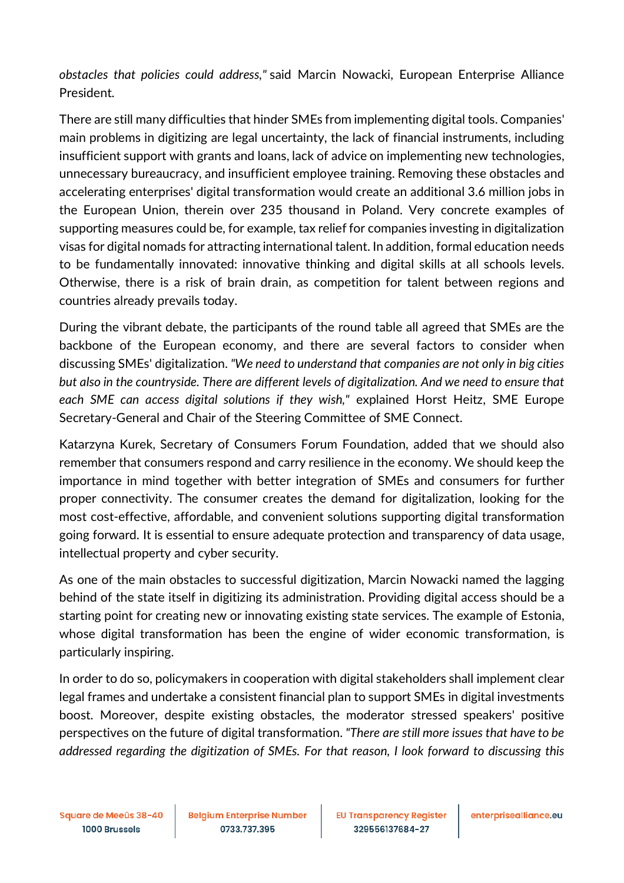*obstacles that policies could address,"* said Marcin Nowacki, European Enterprise Alliance President.

There are still many difficulties that hinder SMEs from implementing digital tools. Companies' main problems in digitizing are legal uncertainty, the lack of financial instruments, including insufficient support with grants and loans, lack of advice on implementing new technologies, unnecessary bureaucracy, and insufficient employee training. Removing these obstacles and accelerating enterprises' digital transformation would create an additional 3.6 million jobs in the European Union, therein over 235 thousand in Poland. Very concrete examples of supporting measures could be, for example, tax relief for companies investing in digitalization visas for digital nomads for attracting international talent. In addition, formal education needs to be fundamentally innovated: innovative thinking and digital skills at all schools levels. Otherwise, there is a risk of brain drain, as competition for talent between regions and countries already prevails today.

During the vibrant debate, the participants of the round table all agreed that SMEs are the backbone of the European economy, and there are several factors to consider when discussing SMEs' digitalization. *"We need to understand that companies are not only in big cities but also in the countryside. There are different levels of digitalization. And we need to ensure that each SME can access digital solutions if they wish,"* explained Horst Heitz, SME Europe Secretary-General and Chair of the Steering Committee of SME Connect.

Katarzyna Kurek, Secretary of Consumers Forum Foundation, added that we should also remember that consumers respond and carry resilience in the economy. We should keep the importance in mind together with better integration of SMEs and consumers for further proper connectivity. The consumer creates the demand for digitalization, looking for the most cost-effective, affordable, and convenient solutions supporting digital transformation going forward. It is essential to ensure adequate protection and transparency of data usage, intellectual property and cyber security.

As one of the main obstacles to successful digitization, Marcin Nowacki named the lagging behind of the state itself in digitizing its administration. Providing digital access should be a starting point for creating new or innovating existing state services. The example of Estonia, whose digital transformation has been the engine of wider economic transformation, is particularly inspiring.

In order to do so, policymakers in cooperation with digital stakeholders shall implement clear legal frames and undertake a consistent financial plan to support SMEs in digital investments boost. Moreover, despite existing obstacles, the moderator stressed speakers' positive perspectives on the future of digital transformation. *"There are still more issues that have to be addressed regarding the digitization of SMEs. For that reason, I look forward to discussing this*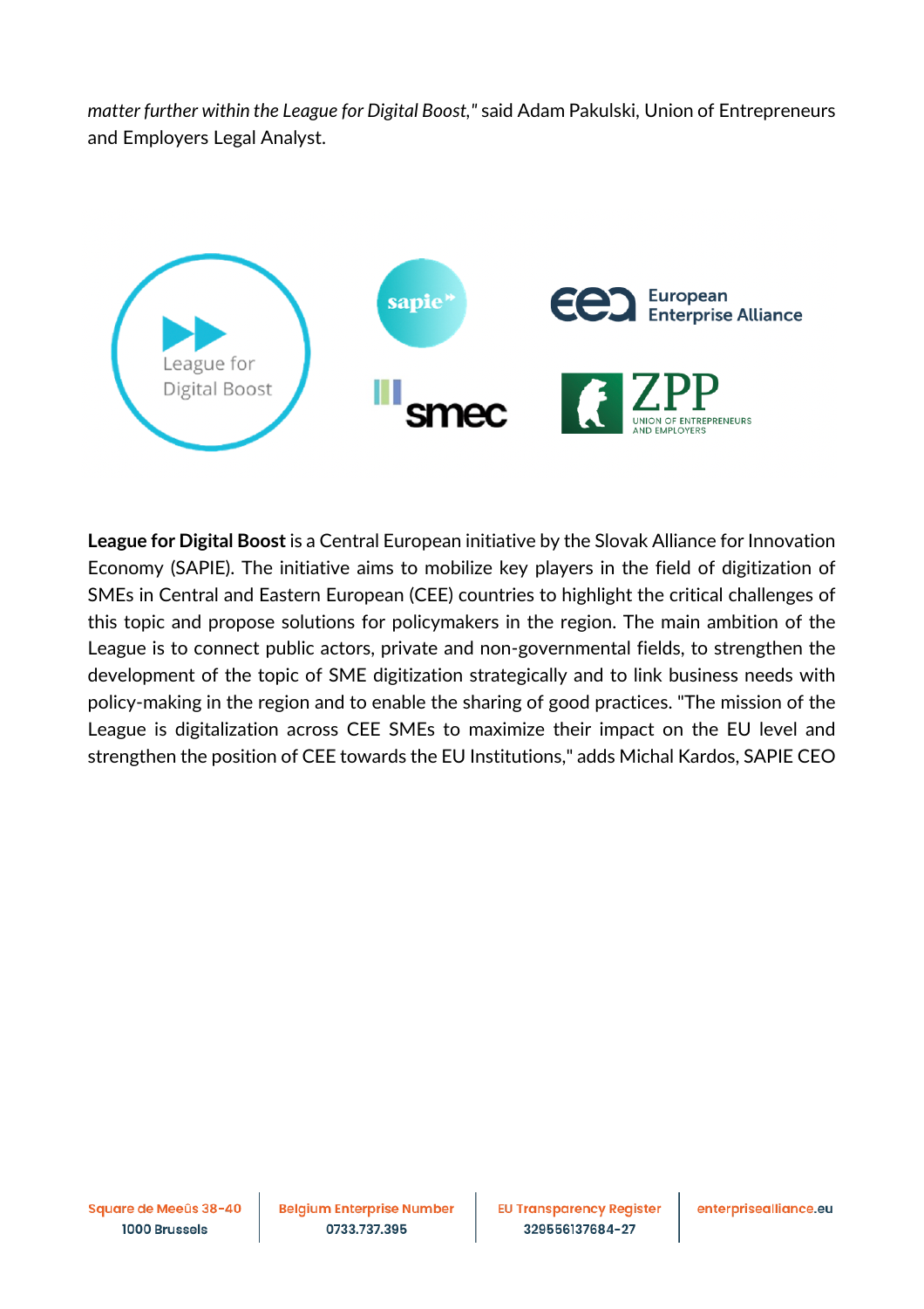*matter further within the League for Digital Boost,"* said Adam Pakulski, Union of Entrepreneurs and Employers Legal Analyst.

**League for Digital Boost** is a Central European initiative by the Slovak Alliance for Innovation Economy (SAPIE). The initiative aims to mobilize key players in the field of digitization of SMEs in Central and Eastern European (CEE) countries to highlight the critical challenges of this topic and propose solutions for policymakers in the region. The main ambition of the League is to connect public actors, private and non-governmental fields, to strengthen the development of the topic of SME digitization strategically and to link business needs with policy-making in the region and to enable the sharing of good practices. "The mission of the League is digitalization across CEE SMEs to maximize their impact on the EU level and strengthen the position of CEE towards the EU Institutions," adds Michal Kardos, SAPIE CEO